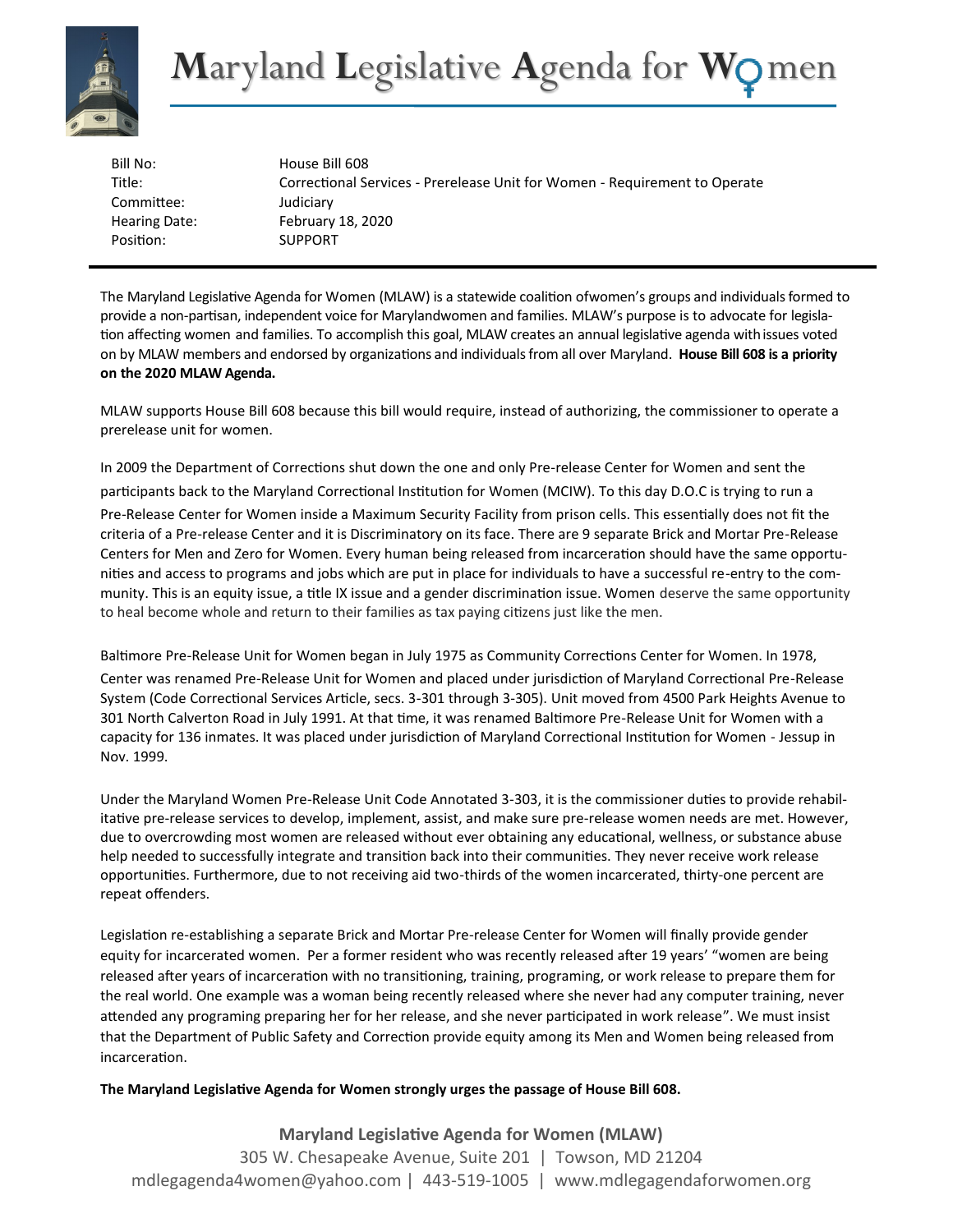# Maryland Legislative Agenda for Women

| | |
|---|---|
| Bill No: | House Bill 608 |
| Title: | Correctional Services - Prerelease Unit for Women - Requirement to Operate |
| Committee: | Judiciary |
| Hearing Date: | February 18, 2020 |
| Position: | SUPPORT |

---

The Maryland Legislative Agenda for Women (MLAW) is a statewide coalition ofwomen's groups and individuals formed to provide a non-partisan, independent voice for Marylandwomen and families. MLAW's purpose is to advocate for legislation affecting women and families. To accomplish this goal, MLAW creates an annual legislative agenda withissues voted on by MLAW members and endorsed by organizations and individuals from all over Maryland. **House Bill 608 is a priority on the 2020 MLAW Agenda.**

MLAW supports House Bill 608 because this bill would require, instead of authorizing, the commissioner to operate a prerelease unit for women.

In 2009 the Department of Corrections shut down the one and only Pre-release Center for Women and sent the participants back to the Maryland Correctional Institution for Women (MCIW). To this day D.O.C is trying to run a Pre-Release Center for Women inside a Maximum Security Facility from prison cells. This essentially does not fit the criteria of a Pre-release Center and it is Discriminatory on its face. There are 9 separate Brick and Mortar Pre-Release Centers for Men and Zero for Women. Every human being released from incarceration should have the same opportunities and access to programs and jobs which are put in place for individuals to have a successful re-entry to the community. This is an equity issue, a title IX issue and a gender discrimination issue. Women deserve the same opportunity to heal become whole and return to their families as tax paying citizens just like the men.

Baltimore Pre-Release Unit for Women began in July 1975 as Community Corrections Center for Women. In 1978, Center was renamed Pre-Release Unit for Women and placed under jurisdiction of Maryland Correctional Pre-Release System (Code Correctional Services Article, secs. 3-301 through 3-305). Unit moved from 4500 Park Heights Avenue to 301 North Calverton Road in July 1991. At that time, it was renamed Baltimore Pre-Release Unit for Women with a capacity for 136 inmates. It was placed under jurisdiction of Maryland Correctional Institution for Women - Jessup in Nov. 1999.

Under the Maryland Women Pre-Release Unit Code Annotated 3-303, it is the commissioner duties to provide rehabilitative pre-release services to develop, implement, assist, and make sure pre-release women needs are met. However, due to overcrowding most women are released without ever obtaining any educational, wellness, or substance abuse help needed to successfully integrate and transition back into their communities. They never receive work release opportunities. Furthermore, due to not receiving aid two-thirds of the women incarcerated, thirty-one percent are repeat offenders.

Legislation re-establishing a separate Brick and Mortar Pre-release Center for Women will finally provide gender equity for incarcerated women. Per a former resident who was recently released after 19 years' "women are being released after years of incarceration with no transitioning, training, programing, or work release to prepare them for the real world. One example was a woman being recently released where she never had any computer training, never attended any programing preparing her for her release, and she never participated in work release". We must insist that the Department of Public Safety and Correction provide equity among its Men and Women being released from incarceration.

**The Maryland Legislative Agenda for Women strongly urges the passage of House Bill 608.**

**Maryland Legislative Agenda for Women (MLAW)**
305 W. Chesapeake Avenue, Suite 201 | Towson, MD 21204
mdlegagenda4women@yahoo.com | 443-519-1005 | www.mdlegagendaforwomen.org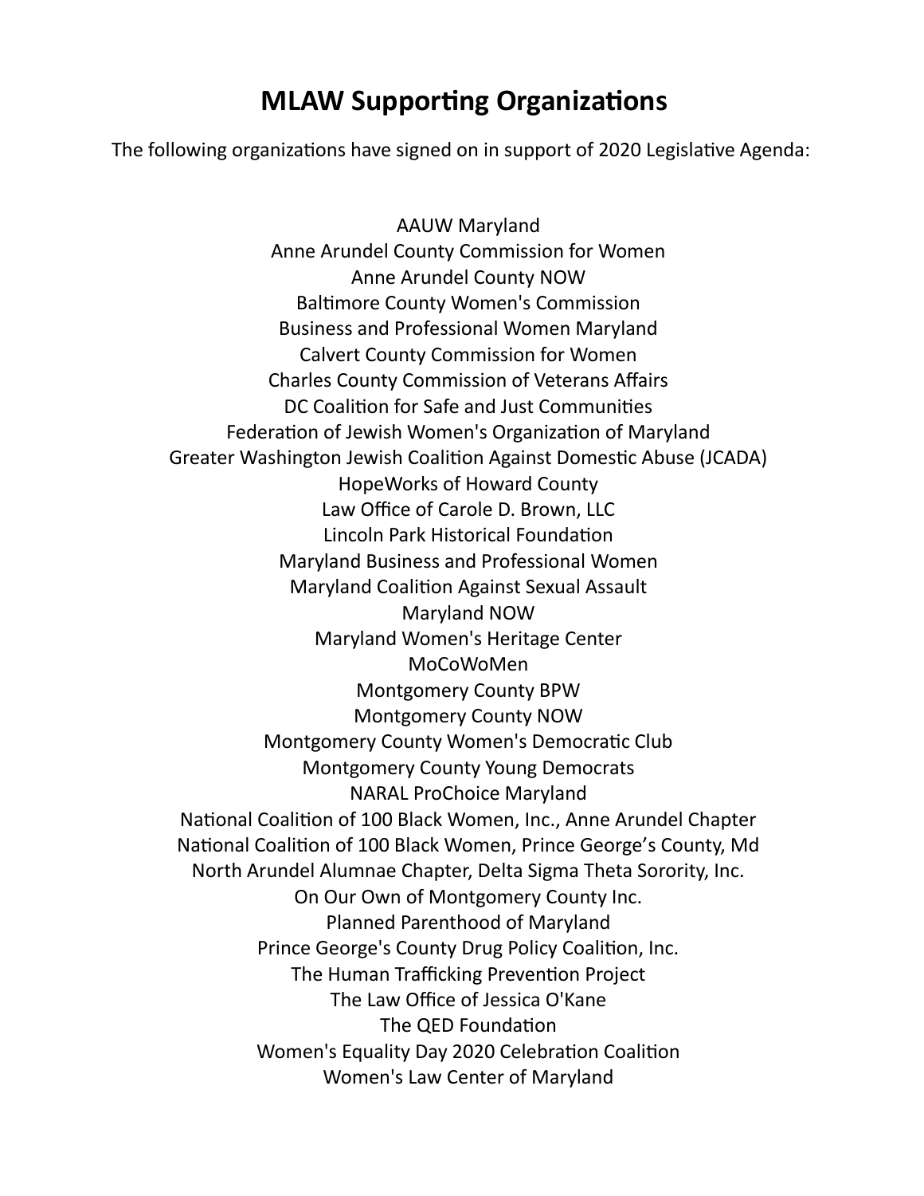# MLAW Supporting Organizations

The following organizations have signed on in support of 2020 Legislative Agenda:

AAUW Maryland
Anne Arundel County Commission for Women
Anne Arundel County NOW
Baltimore County Women's Commission
Business and Professional Women Maryland
Calvert County Commission for Women
Charles County Commission of Veterans Affairs
DC Coalition for Safe and Just Communities
Federation of Jewish Women's Organization of Maryland
Greater Washington Jewish Coalition Against Domestic Abuse (JCADA)
HopeWorks of Howard County
Law Office of Carole D. Brown, LLC
Lincoln Park Historical Foundation
Maryland Business and Professional Women
Maryland Coalition Against Sexual Assault
Maryland NOW
Maryland Women's Heritage Center
MoCoWoMen
Montgomery County BPW
Montgomery County NOW
Montgomery County Women's Democratic Club
Montgomery County Young Democrats
NARAL ProChoice Maryland
National Coalition of 100 Black Women, Inc., Anne Arundel Chapter
National Coalition of 100 Black Women, Prince George's County, Md
North Arundel Alumnae Chapter, Delta Sigma Theta Sorority, Inc.
On Our Own of Montgomery County Inc.
Planned Parenthood of Maryland
Prince George's County Drug Policy Coalition, Inc.
The Human Trafficking Prevention Project
The Law Office of Jessica O'Kane
The QED Foundation
Women's Equality Day 2020 Celebration Coalition
Women's Law Center of Maryland